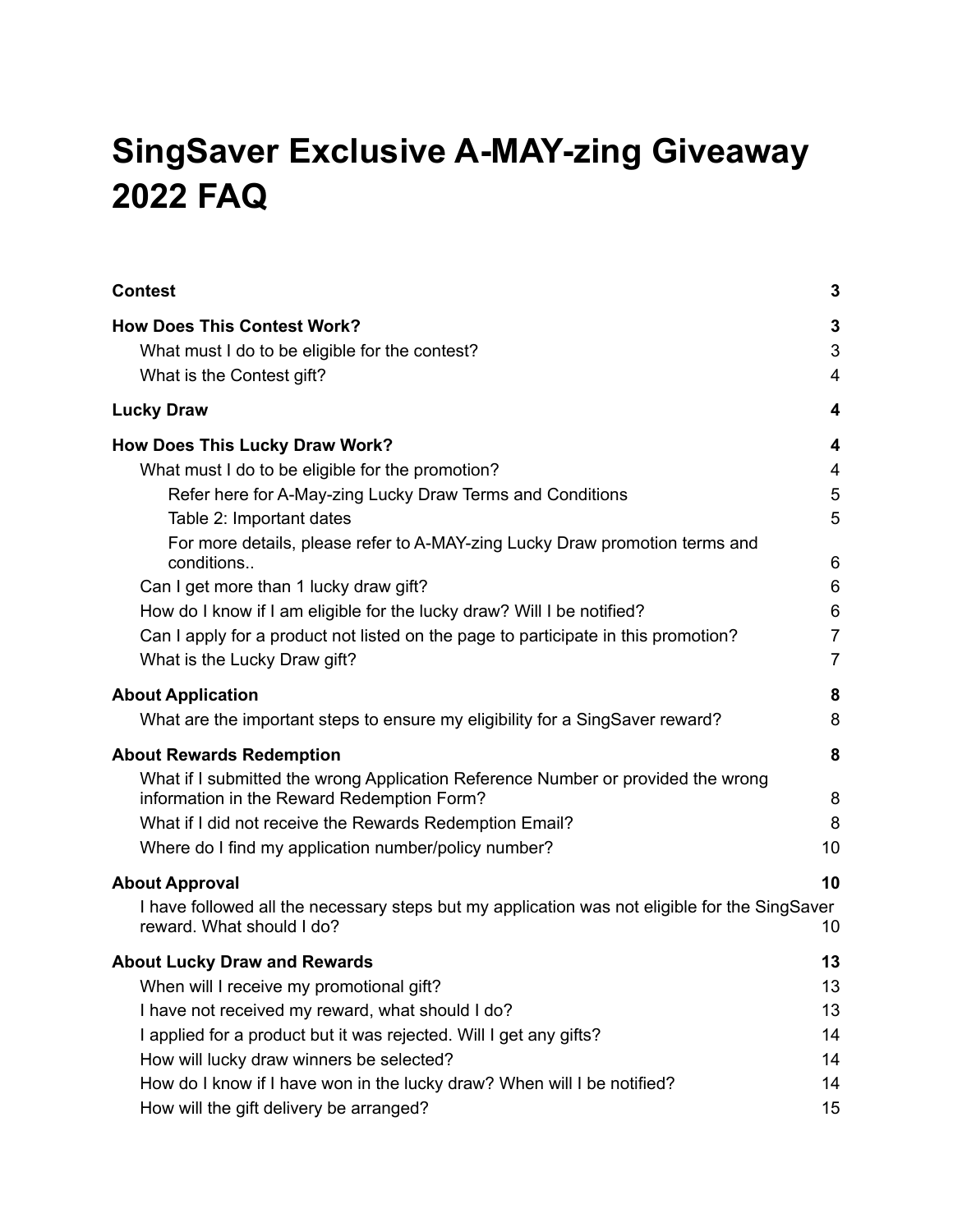# SingSaver Exclusive A-MAY-zing Giveaway 2022 FAQ

**Contest** 3

**How Does This Contest Work?** 3

- What must I do to be eligible for the contest? 3
- What is the Contest gift? 4

**Lucky Draw** 4

**How Does This Lucky Draw Work?** 4

- What must I do to be eligible for the promotion? 4
  - Refer here for A-May-zing Lucky Draw Terms and Conditions 5
  - Table 2: Important dates 5
  - For more details, please refer to A-MAY-zing Lucky Draw promotion terms and conditions.. 6
- Can I get more than 1 lucky draw gift? 6
- How do I know if I am eligible for the lucky draw? Will I be notified? 6
- Can I apply for a product not listed on the page to participate in this promotion? 7
- What is the Lucky Draw gift? 7

**About Application** 8

- What are the important steps to ensure my eligibility for a SingSaver reward? 8

**About Rewards Redemption** 8

- What if I submitted the wrong Application Reference Number or provided the wrong information in the Reward Redemption Form? 8
- What if I did not receive the Rewards Redemption Email? 8
- Where do I find my application number/policy number? 10

**About Approval** 10

- I have followed all the necessary steps but my application was not eligible for the SingSaver reward. What should I do? 10

**About Lucky Draw and Rewards** 13

- When will I receive my promotional gift? 13
- I have not received my reward, what should I do? 13
- I applied for a product but it was rejected. Will I get any gifts? 14
- How will lucky draw winners be selected? 14
- How do I know if I have won in the lucky draw? When will I be notified? 14
- How will the gift delivery be arranged? 15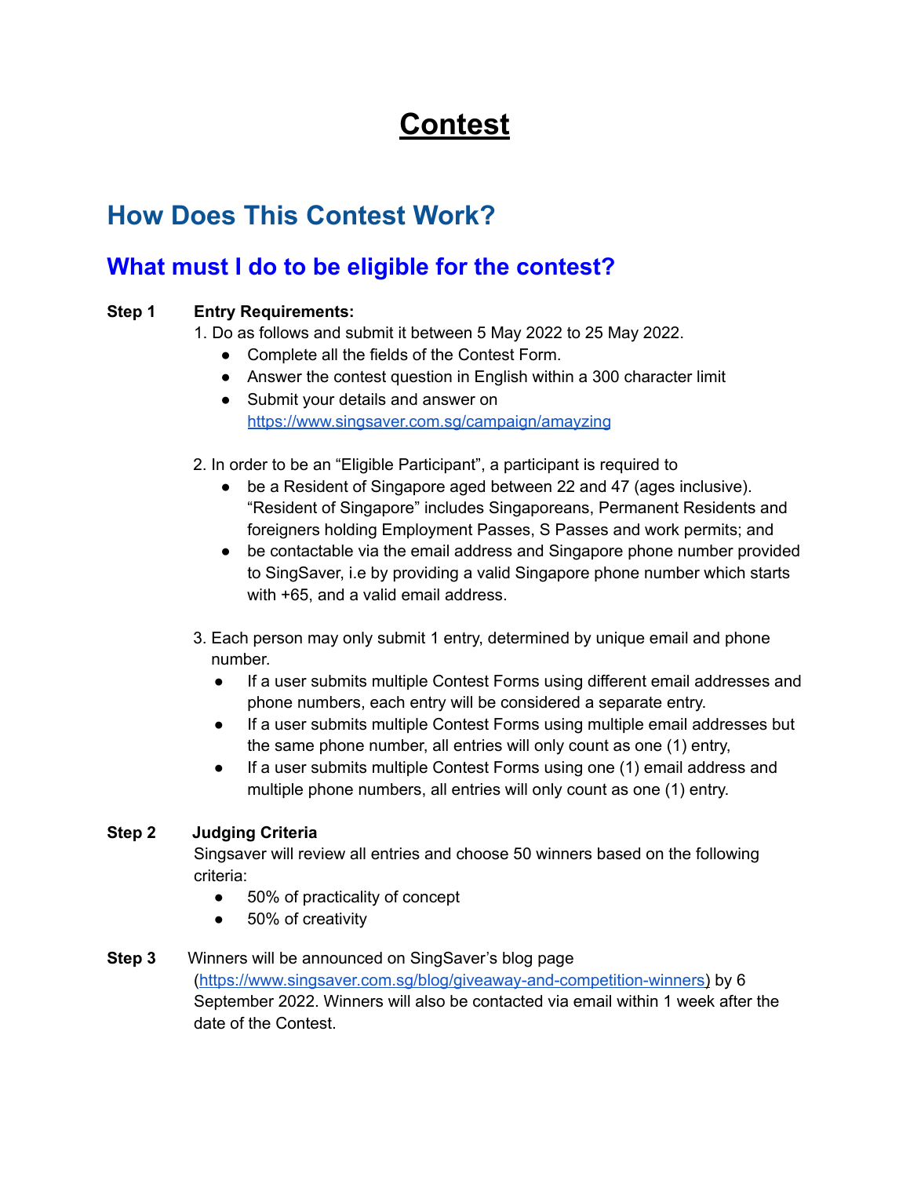# Contest

## How Does This Contest Work?

### What must I do to be eligible for the contest?

**Step 1** **Entry Requirements:**

1. Do as follows and submit it between 5 May 2022 to 25 May 2022.
   - Complete all the fields of the Contest Form.
   - Answer the contest question in English within a 300 character limit
   - Submit your details and answer on [https://www.singsaver.com.sg/campaign/amayzing](https://www.singsaver.com.sg/campaign/amayzing)

2. In order to be an "Eligible Participant", a participant is required to
   - be a Resident of Singapore aged between 22 and 47 (ages inclusive). "Resident of Singapore" includes Singaporeans, Permanent Residents and foreigners holding Employment Passes, S Passes and work permits; and
   - be contactable via the email address and Singapore phone number provided to SingSaver, i.e by providing a valid Singapore phone number which starts with +65, and a valid email address.

3. Each person may only submit 1 entry, determined by unique email and phone number.
   - If a user submits multiple Contest Forms using different email addresses and phone numbers, each entry will be considered a separate entry.
   - If a user submits multiple Contest Forms using multiple email addresses but the same phone number, all entries will only count as one (1) entry,
   - If a user submits multiple Contest Forms using one (1) email address and multiple phone numbers, all entries will only count as one (1) entry.

**Step 2** **Judging Criteria**

Singsaver will review all entries and choose 50 winners based on the following criteria:

- 50% of practicality of concept
- 50% of creativity

**Step 3** Winners will be announced on SingSaver's blog page ([https://www.singsaver.com.sg/blog/giveaway-and-competition-winners](https://www.singsaver.com.sg/blog/giveaway-and-competition-winners)) by 6 September 2022. Winners will also be contacted via email within 1 week after the date of the Contest.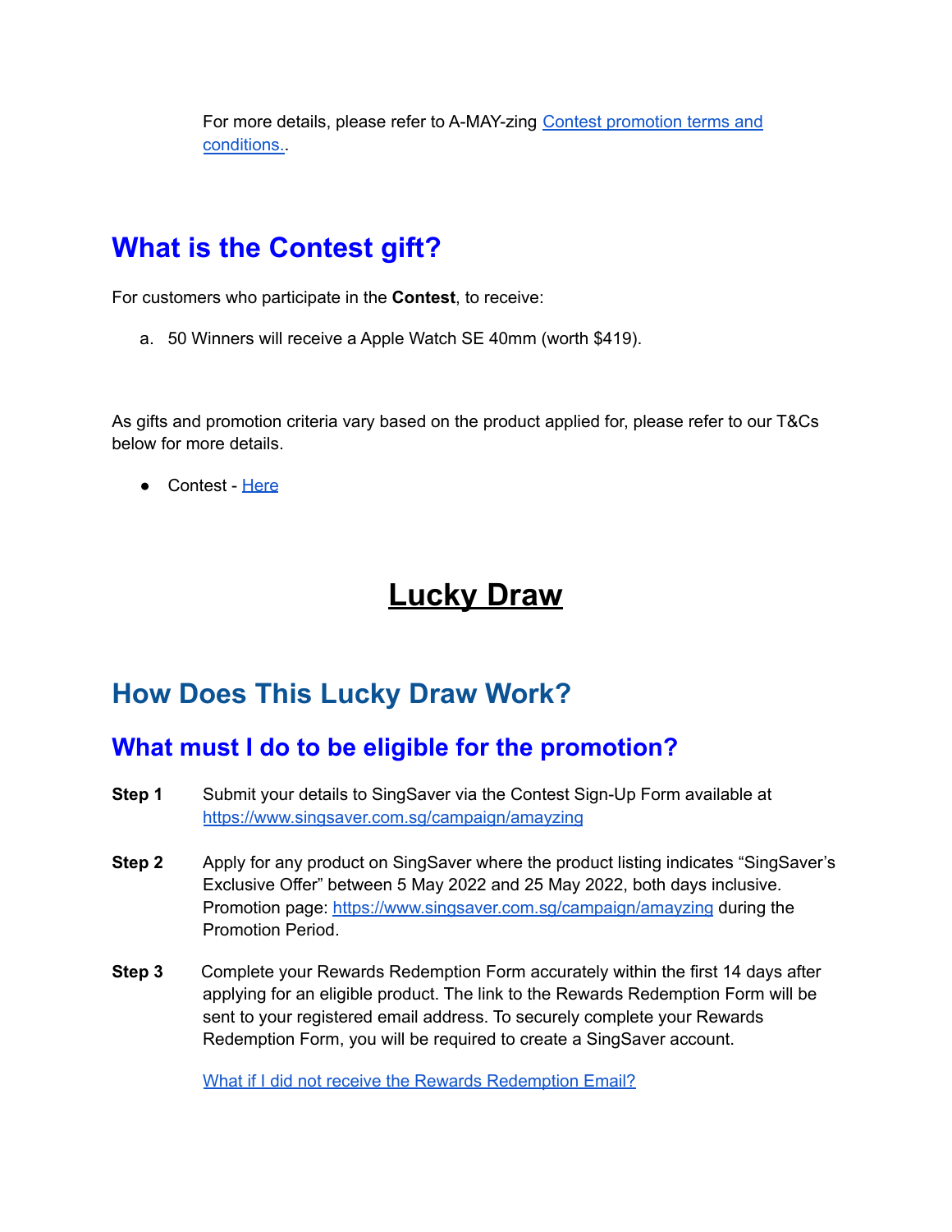For more details, please refer to A-MAY-zing [Contest promotion terms and conditions.](#).

## What is the Contest gift?

For customers who participate in the **Contest**, to receive:

a. 50 Winners will receive a Apple Watch SE 40mm (worth $419).

As gifts and promotion criteria vary based on the product applied for, please refer to our T&Cs below for more details.

- Contest - [Here](#)

# Lucky Draw

## How Does This Lucky Draw Work?

### What must I do to be eligible for the promotion?

**Step 1** Submit your details to SingSaver via the Contest Sign-Up Form available at https://www.singsaver.com.sg/campaign/amayzing

**Step 2** Apply for any product on SingSaver where the product listing indicates "SingSaver's Exclusive Offer" between 5 May 2022 and 25 May 2022, both days inclusive. Promotion page: https://www.singsaver.com.sg/campaign/amayzing during the Promotion Period.

**Step 3** Complete your Rewards Redemption Form accurately within the first 14 days after applying for an eligible product. The link to the Rewards Redemption Form will be sent to your registered email address. To securely complete your Rewards Redemption Form, you will be required to create a SingSaver account.

[What if I did not receive the Rewards Redemption Email?](#)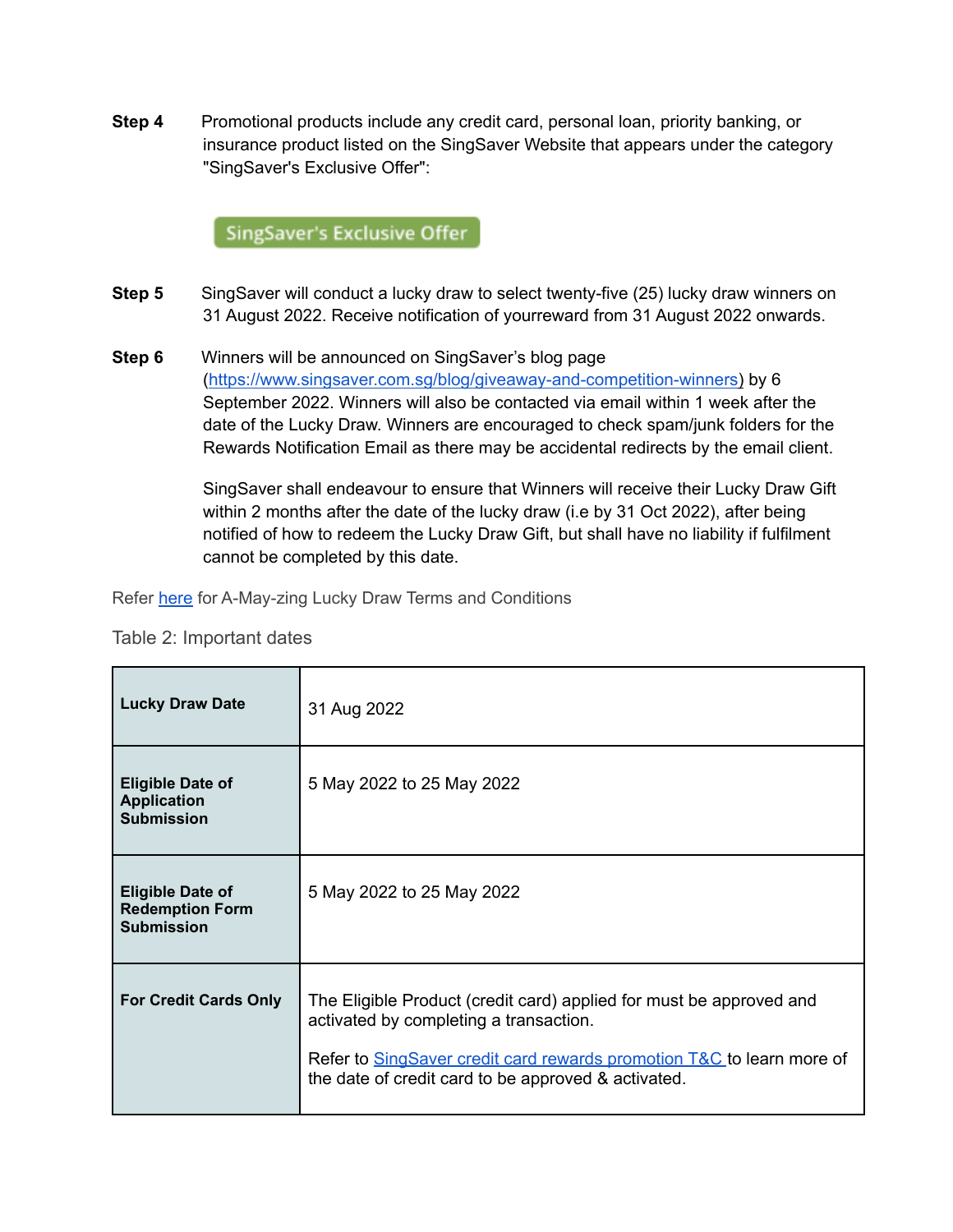**Step 4** Promotional products include any credit card, personal loan, priority banking, or insurance product listed on the SingSaver Website that appears under the category "SingSaver's Exclusive Offer":

SingSaver's Exclusive Offer

**Step 5** SingSaver will conduct a lucky draw to select twenty-five (25) lucky draw winners on 31 August 2022. Receive notification of yourreward from 31 August 2022 onwards.

**Step 6** Winners will be announced on SingSaver's blog page ([https://www.singsaver.com.sg/blog/giveaway-and-competition-winners](https://www.singsaver.com.sg/blog/giveaway-and-competition-winners)) by 6 September 2022. Winners will also be contacted via email within 1 week after the date of the Lucky Draw. Winners are encouraged to check spam/junk folders for the Rewards Notification Email as there may be accidental redirects by the email client.

SingSaver shall endeavour to ensure that Winners will receive their Lucky Draw Gift within 2 months after the date of the lucky draw (i.e by 31 Oct 2022), after being notified of how to redeem the Lucky Draw Gift, but shall have no liability if fulfilment cannot be completed by this date.

Refer here for A-May-zing Lucky Draw Terms and Conditions

Table 2: Important dates

| | |
|---|---|
| **Lucky Draw Date** | 31 Aug 2022 |
| **Eligible Date of Application Submission** | 5 May 2022 to 25 May 2022 |
| **Eligible Date of Redemption Form Submission** | 5 May 2022 to 25 May 2022 |
| **For Credit Cards Only** | The Eligible Product (credit card) applied for must be approved and activated by completing a transaction.<br><br>Refer to SingSaver credit card rewards promotion T&C to learn more of the date of credit card to be approved & activated. |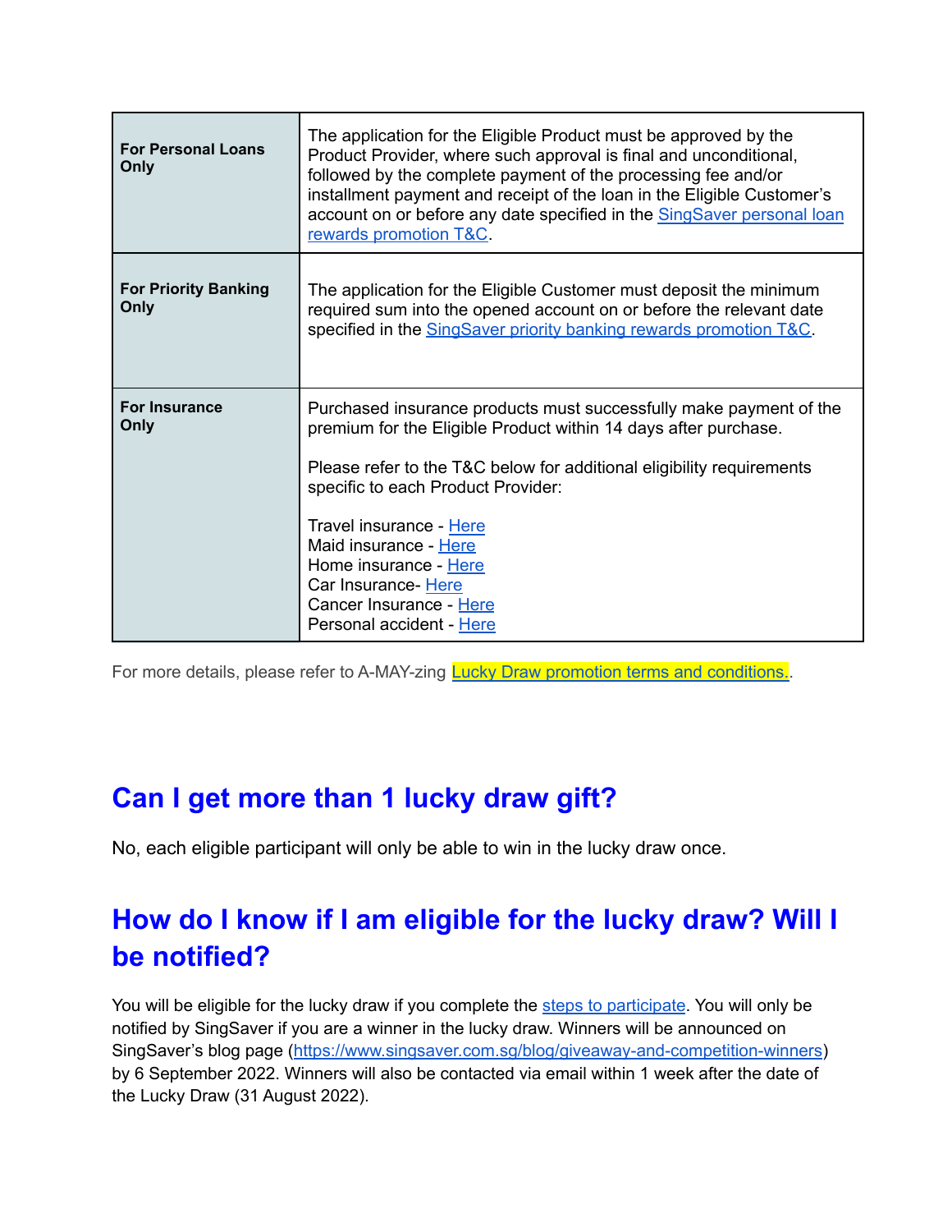| | |
|---|---|
| **For Personal Loans Only** | The application for the Eligible Product must be approved by the Product Provider, where such approval is final and unconditional, followed by the complete payment of the processing fee and/or installment payment and receipt of the loan in the Eligible Customer's account on or before any date specified in the SingSaver personal loan rewards promotion T&C. |
| **For Priority Banking Only** | The application for the Eligible Customer must deposit the minimum required sum into the opened account on or before the relevant date specified in the SingSaver priority banking rewards promotion T&C. |
| **For Insurance Only** | Purchased insurance products must successfully make payment of the premium for the Eligible Product within 14 days after purchase.<br><br>Please refer to the T&C below for additional eligibility requirements specific to each Product Provider:<br><br>Travel insurance - Here<br>Maid insurance - Here<br>Home insurance - Here<br>Car Insurance- Here<br>Cancer Insurance - Here<br>Personal accident - Here |

For more details, please refer to A-MAY-zing Lucky Draw promotion terms and conditions..

## Can I get more than 1 lucky draw gift?

No, each eligible participant will only be able to win in the lucky draw once.

## How do I know if I am eligible for the lucky draw? Will I be notified?

You will be eligible for the lucky draw if you complete the steps to participate. You will only be notified by SingSaver if you are a winner in the lucky draw. Winners will be announced on SingSaver's blog page (https://www.singsaver.com.sg/blog/giveaway-and-competition-winners) by 6 September 2022. Winners will also be contacted via email within 1 week after the date of the Lucky Draw (31 August 2022).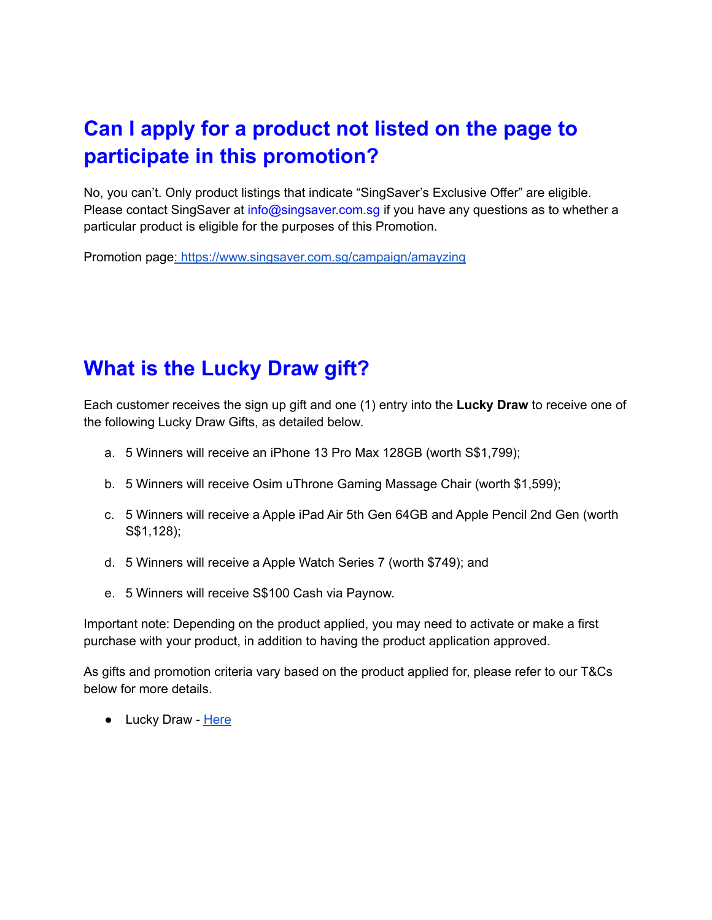## Can I apply for a product not listed on the page to participate in this promotion?

No, you can't. Only product listings that indicate "SingSaver's Exclusive Offer" are eligible. Please contact SingSaver at info@singsaver.com.sg if you have any questions as to whether a particular product is eligible for the purposes of this Promotion.

Promotion page: https://www.singsaver.com.sg/campaign/amayzing

## What is the Lucky Draw gift?

Each customer receives the sign up gift and one (1) entry into the **Lucky Draw** to receive one of the following Lucky Draw Gifts, as detailed below.

a. 5 Winners will receive an iPhone 13 Pro Max 128GB (worth S$1,799);

b. 5 Winners will receive Osim uThrone Gaming Massage Chair (worth $1,599);

c. 5 Winners will receive a Apple iPad Air 5th Gen 64GB and Apple Pencil 2nd Gen (worth S$1,128);

d. 5 Winners will receive a Apple Watch Series 7 (worth $749); and

e. 5 Winners will receive S$100 Cash via Paynow.

Important note: Depending on the product applied, you may need to activate or make a first purchase with your product, in addition to having the product application approved.

As gifts and promotion criteria vary based on the product applied for, please refer to our T&Cs below for more details.

- Lucky Draw - Here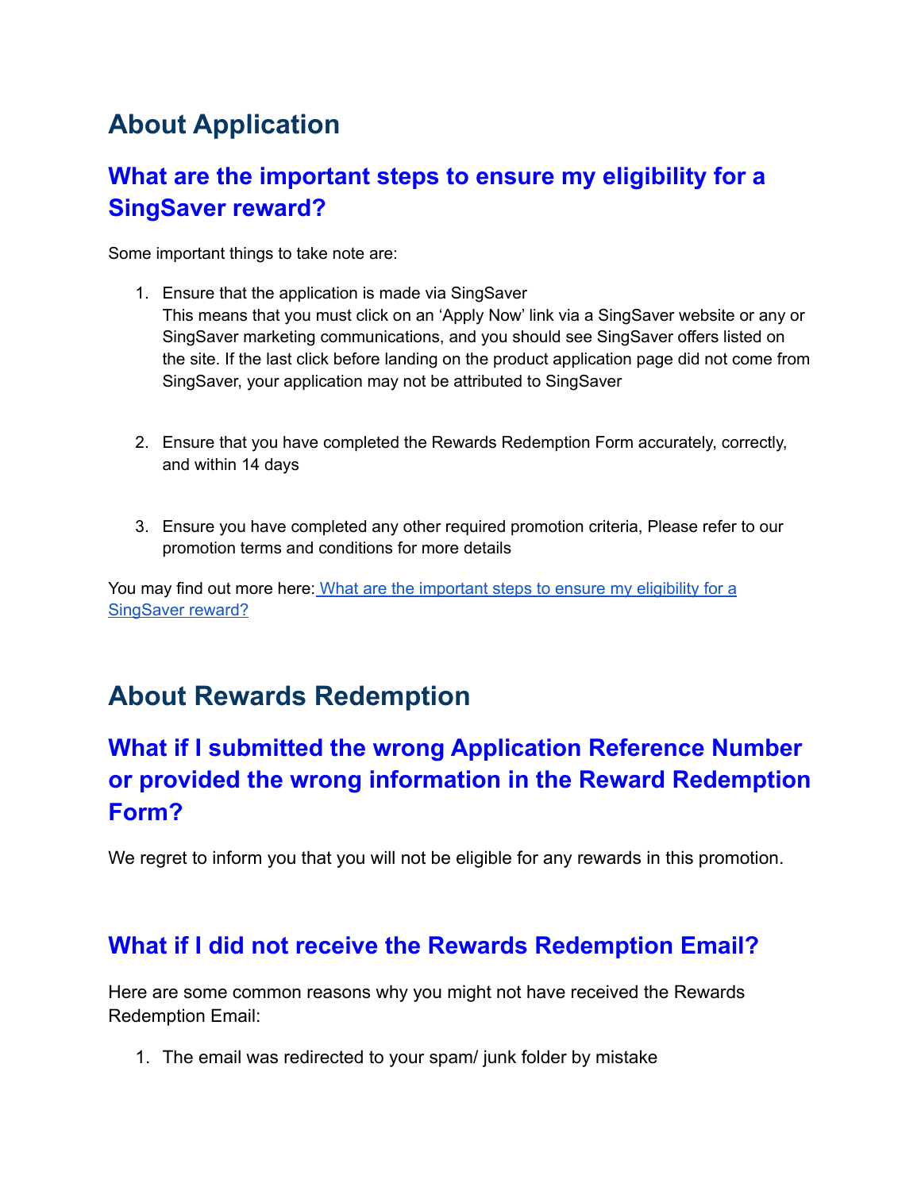# About Application

## What are the important steps to ensure my eligibility for a SingSaver reward?

Some important things to take note are:

1. Ensure that the application is made via SingSaver
   This means that you must click on an 'Apply Now' link via a SingSaver website or any or SingSaver marketing communications, and you should see SingSaver offers listed on the site. If the last click before landing on the product application page did not come from SingSaver, your application may not be attributed to SingSaver

2. Ensure that you have completed the Rewards Redemption Form accurately, correctly, and within 14 days

3. Ensure you have completed any other required promotion criteria, Please refer to our promotion terms and conditions for more details

You may find out more here: [What are the important steps to ensure my eligibility for a SingSaver reward?]()

# About Rewards Redemption

## What if I submitted the wrong Application Reference Number or provided the wrong information in the Reward Redemption Form?

We regret to inform you that you will not be eligible for any rewards in this promotion.

## What if I did not receive the Rewards Redemption Email?

Here are some common reasons why you might not have received the Rewards Redemption Email:

1. The email was redirected to your spam/ junk folder by mistake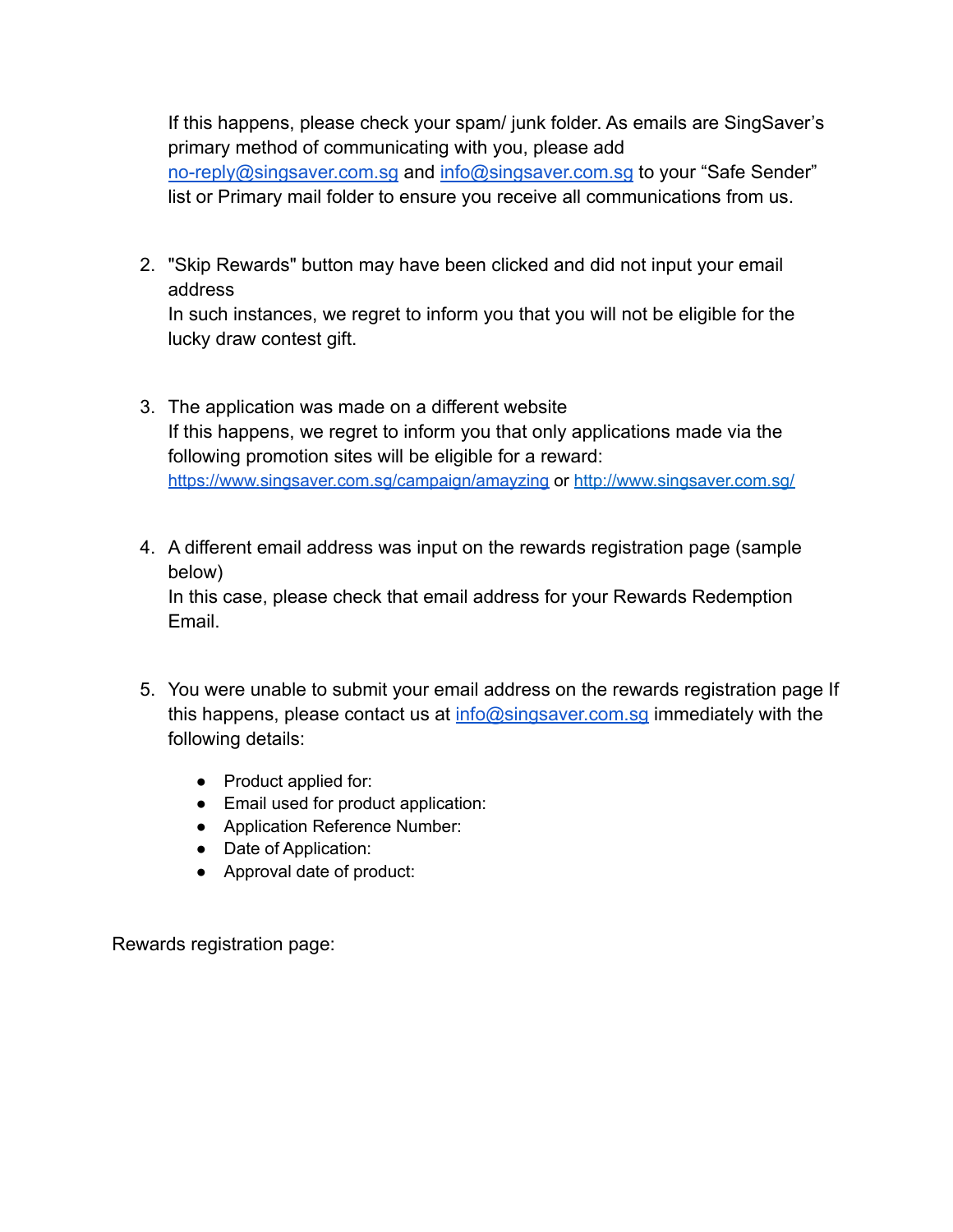If this happens, please check your spam/ junk folder. As emails are SingSaver's primary method of communicating with you, please add no-reply@singsaver.com.sg and info@singsaver.com.sg to your "Safe Sender" list or Primary mail folder to ensure you receive all communications from us.

2. "Skip Rewards" button may have been clicked and did not input your email address
   In such instances, we regret to inform you that you will not be eligible for the lucky draw contest gift.

3. The application was made on a different website
   If this happens, we regret to inform you that only applications made via the following promotion sites will be eligible for a reward: https://www.singsaver.com.sg/campaign/amayzing or http://www.singsaver.com.sg/

4. A different email address was input on the rewards registration page (sample below)
   In this case, please check that email address for your Rewards Redemption Email.

5. You were unable to submit your email address on the rewards registration page If this happens, please contact us at info@singsaver.com.sg immediately with the following details:

   - Product applied for:
   - Email used for product application:
   - Application Reference Number:
   - Date of Application:
   - Approval date of product:

Rewards registration page: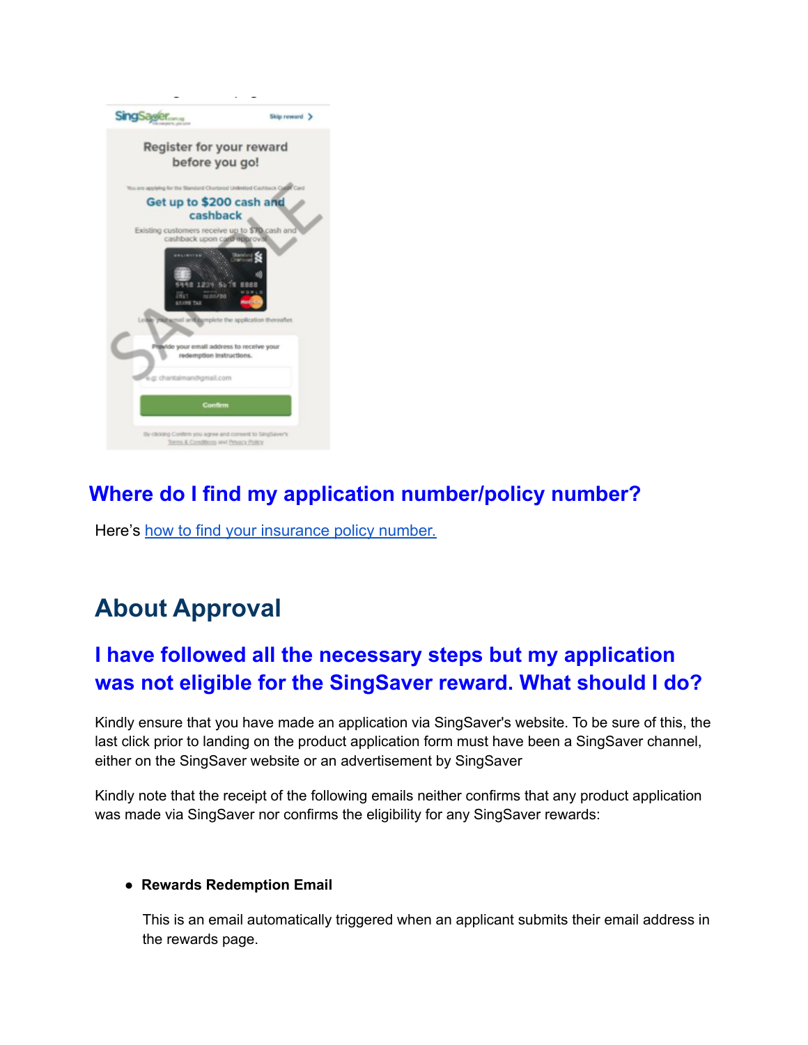## Where do I find my application number/policy number?

Here's [how to find your insurance policy number.](#)

# About Approval

## I have followed all the necessary steps but my application was not eligible for the SingSaver reward. What should I do?

Kindly ensure that you have made an application via SingSaver's website. To be sure of this, the last click prior to landing on the product application form must have been a SingSaver channel, either on the SingSaver website or an advertisement by SingSaver

Kindly note that the receipt of the following emails neither confirms that any product application was made via SingSaver nor confirms the eligibility for any SingSaver rewards:

- **Rewards Redemption Email**

  This is an email automatically triggered when an applicant submits their email address in the rewards page.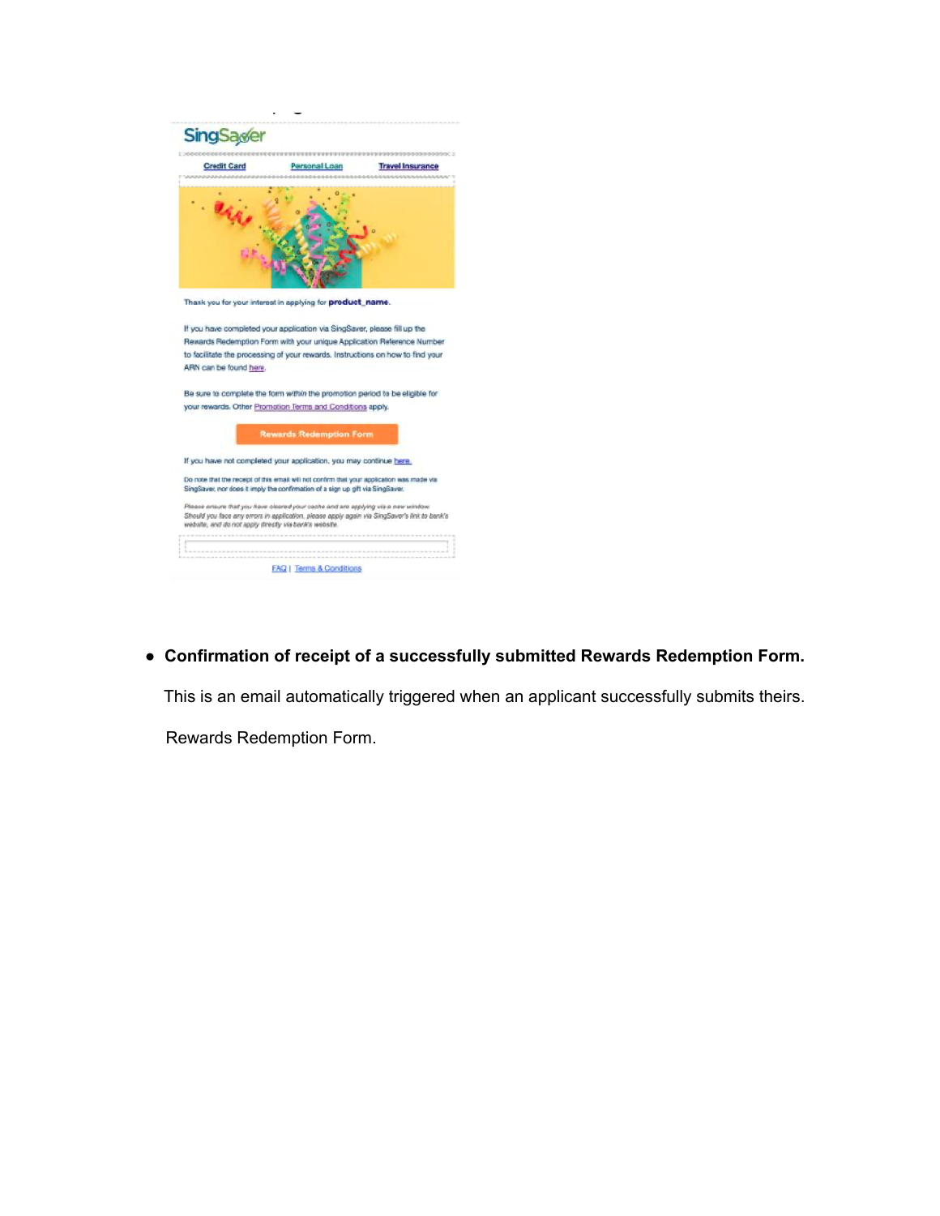SingSaver

Credit Card | Personal Loan | Travel Insurance

Thank you for your interest in applying for **product_name**.

If you have completed your application via SingSaver, please fill up the Rewards Redemption Form with your unique Application Reference Number to facilitate the processing of your rewards. Instructions on how to find your ARN can be found here.

Be sure to complete the form within the promotion period to be eligible for your rewards. Other Promotion Terms and Conditions apply.

Rewards Redemption Form

If you have not completed your application, you may continue here.

Do note that the receipt of this email will not confirm that your application was made via SingSaver, nor does it imply the confirmation of a sign up gift via SingSaver.

*Please ensure that you have cleared your cache and are applying via a new window. Should you face any errors in application, please apply again via SingSaver's link to bank's website, and do not apply directly via bank's website.*

FAQ | Terms & Conditions

- **Confirmation of receipt of a successfully submitted Rewards Redemption Form.**

  This is an email automatically triggered when an applicant successfully submits theirs.

  Rewards Redemption Form.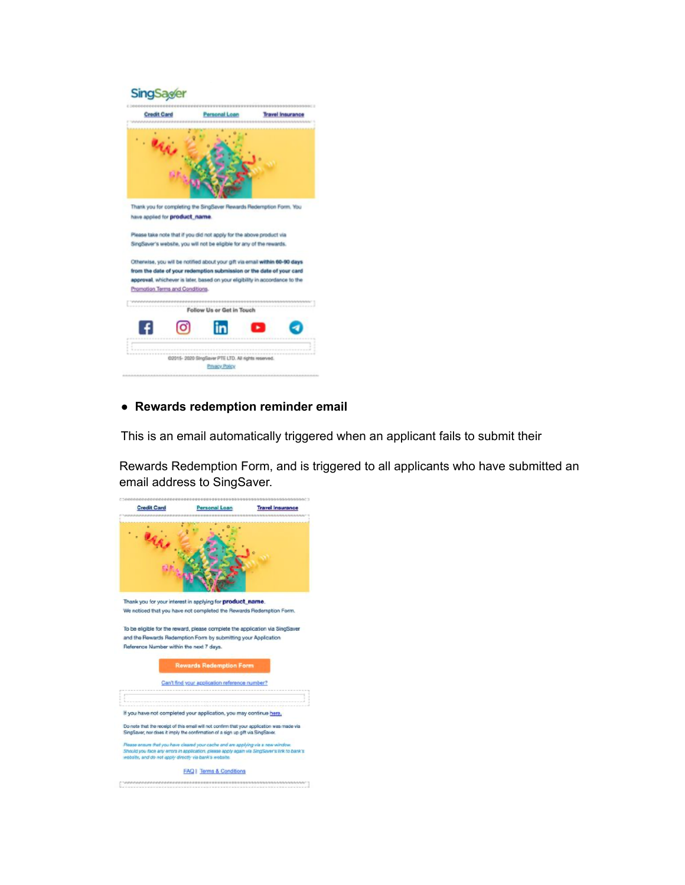SingSaver

Credit Card | Personal Loan | Travel Insurance

Thank you for completing the SingSaver Rewards Redemption Form. You have applied for **product_name**.

Please take note that if you did not apply for the above product via SingSaver's website, you will not be eligible for any of the rewards.

Otherwise, you will be notified about your gift via email **within 60-90 days from the date of your redemption submission or the date of your card approval**, whichever is later, based on your eligibility in accordance to the Promotion Terms and Conditions.

Follow Us or Get in Touch

©2015- 2020 SingSaver PTE LTD. All rights reserved.

Privacy Policy

- **Rewards redemption reminder email**

This is an email automatically triggered when an applicant fails to submit their

Rewards Redemption Form, and is triggered to all applicants who have submitted an email address to SingSaver.

Credit Card | Personal Loan | Travel Insurance

Thank you for your interest in applying for **product_name**.
We noticed that you have not completed the Rewards Redemption Form.

To be eligible for the reward, please complete the application via SingSaver and the Rewards Redemption Form by submitting your Application Reference Number within the next 7 days.

Rewards Redemption Form

Can't find your application reference number?

If you have not completed your application, you may continue here.

Do note that the receipt of this email will not confirm that your application was made via SingSaver, nor does it imply the confirmation of a sign up gift via SingSaver.

*Please ensure that you have cleared your cache and are applying via a new window. Should you face any errors in application, please apply again via SingSaver's link to bank's website, and do not apply directly via bank's website.*

FAQ | Terms & Conditions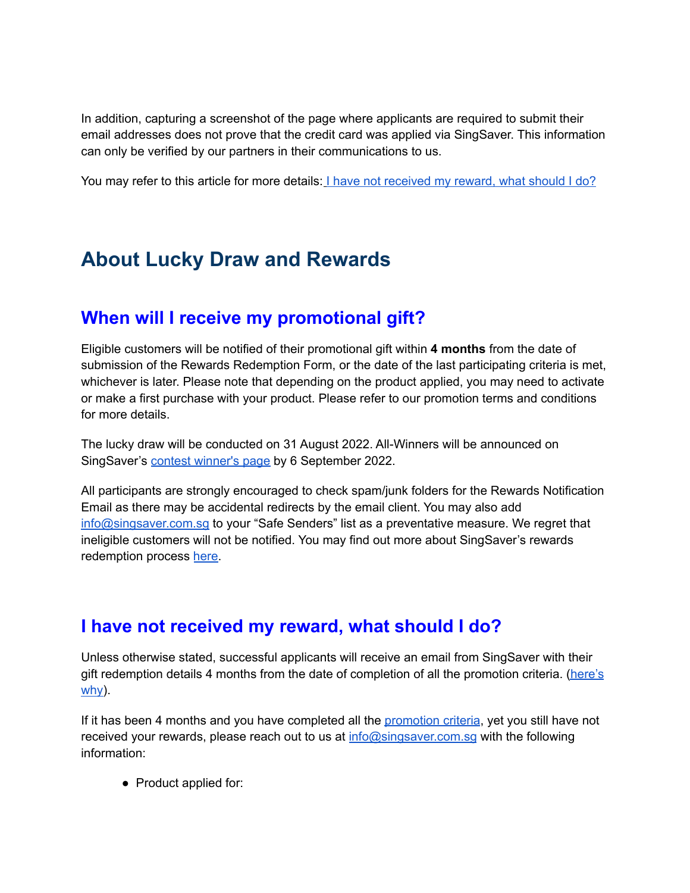In addition, capturing a screenshot of the page where applicants are required to submit their email addresses does not prove that the credit card was applied via SingSaver. This information can only be verified by our partners in their communications to us.

You may refer to this article for more details: [I have not received my reward, what should I do?]()

# About Lucky Draw and Rewards

## When will I receive my promotional gift?

Eligible customers will be notified of their promotional gift within **4 months** from the date of submission of the Rewards Redemption Form, or the date of the last participating criteria is met, whichever is later. Please note that depending on the product applied, you may need to activate or make a first purchase with your product. Please refer to our promotion terms and conditions for more details.

The lucky draw will be conducted on 31 August 2022. All-Winners will be announced on SingSaver's [contest winner's page]() by 6 September 2022.

All participants are strongly encouraged to check spam/junk folders for the Rewards Notification Email as there may be accidental redirects by the email client. You may also add [info@singsaver.com.sg]() to your "Safe Senders" list as a preventative measure. We regret that ineligible customers will not be notified. You may find out more about SingSaver's rewards redemption process [here]().

## I have not received my reward, what should I do?

Unless otherwise stated, successful applicants will receive an email from SingSaver with their gift redemption details 4 months from the date of completion of all the promotion criteria. ([here's why]()).

If it has been 4 months and you have completed all the [promotion criteria](), yet you still have not received your rewards, please reach out to us at [info@singsaver.com.sg]() with the following information:

- Product applied for: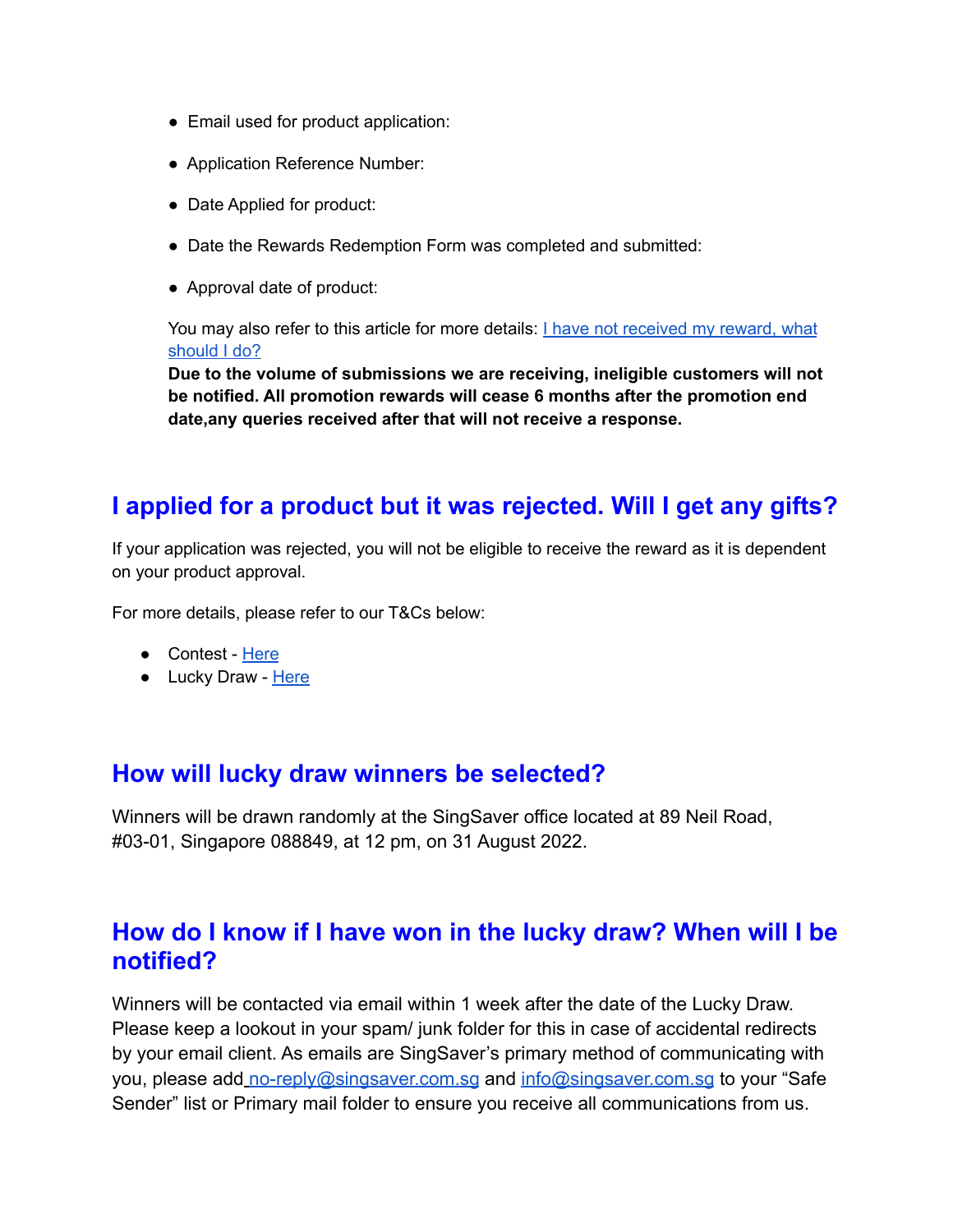- Email used for product application:
- Application Reference Number:
- Date Applied for product:
- Date the Rewards Redemption Form was completed and submitted:
- Approval date of product:

You may also refer to this article for more details: [I have not received my reward, what should I do?]()
**Due to the volume of submissions we are receiving, ineligible customers will not be notified. All promotion rewards will cease 6 months after the promotion end date,any queries received after that will not receive a response.**

## I applied for a product but it was rejected. Will I get any gifts?

If your application was rejected, you will not be eligible to receive the reward as it is dependent on your product approval.

For more details, please refer to our T&Cs below:

- Contest - [Here]()
- Lucky Draw - [Here]()

## How will lucky draw winners be selected?

Winners will be drawn randomly at the SingSaver office located at 89 Neil Road, #03-01, Singapore 088849, at 12 pm, on 31 August 2022.

## How do I know if I have won in the lucky draw? When will I be notified?

Winners will be contacted via email within 1 week after the date of the Lucky Draw. Please keep a lookout in your spam/ junk folder for this in case of accidental redirects by your email client. As emails are SingSaver's primary method of communicating with you, please add no-reply@singsaver.com.sg and info@singsaver.com.sg to your "Safe Sender" list or Primary mail folder to ensure you receive all communications from us.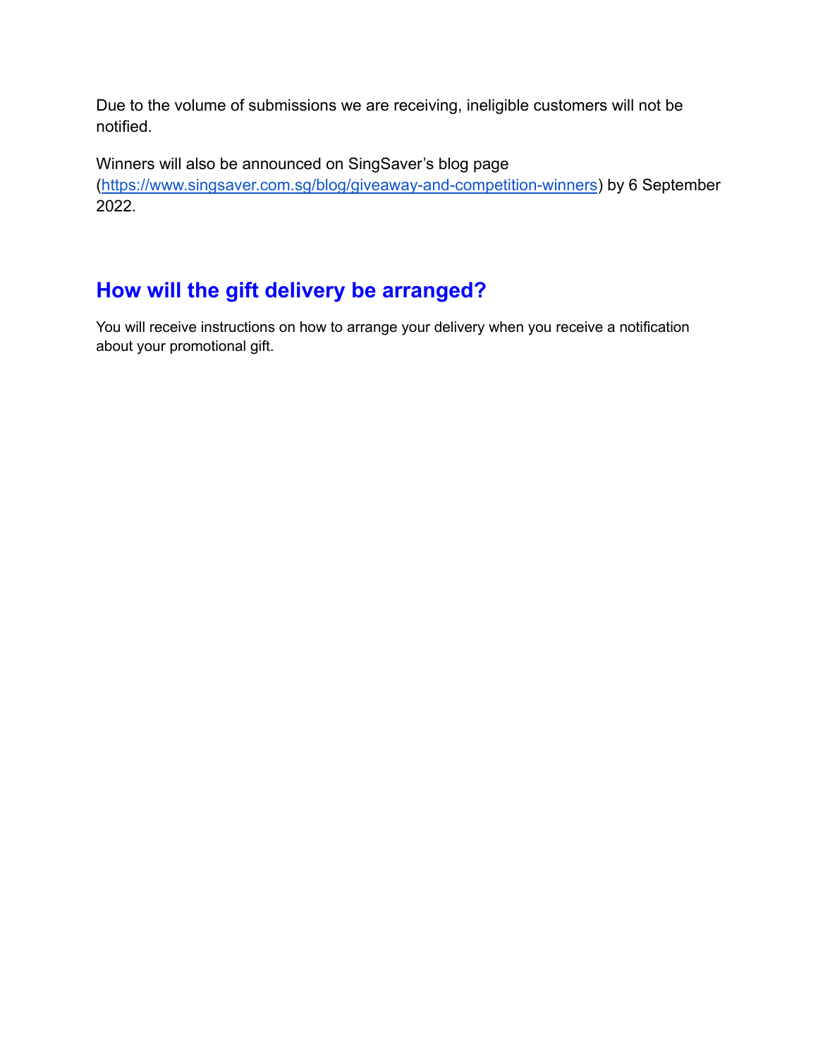Due to the volume of submissions we are receiving, ineligible customers will not be notified.

Winners will also be announced on SingSaver's blog page (https://www.singsaver.com.sg/blog/giveaway-and-competition-winners) by 6 September 2022.

## How will the gift delivery be arranged?

You will receive instructions on how to arrange your delivery when you receive a notification about your promotional gift.